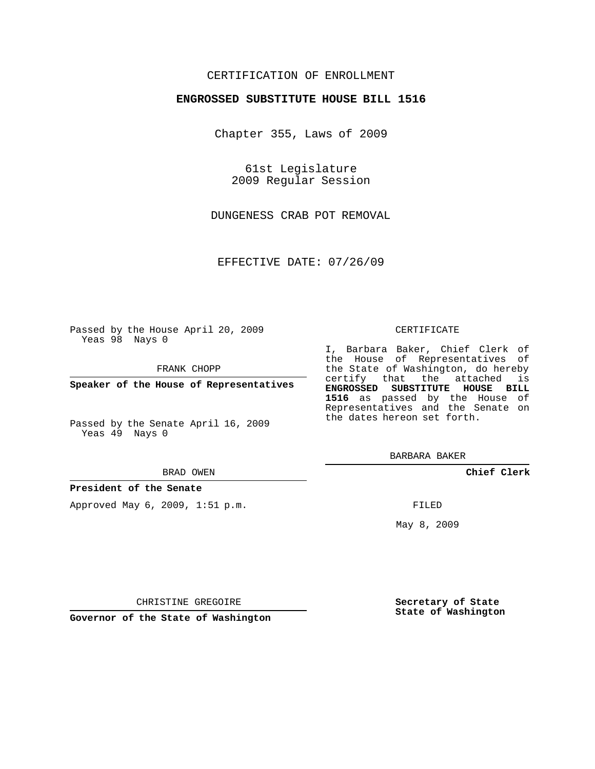CERTIFICATION OF ENROLLMENT

**ENGROSSED SUBSTITUTE HOUSE BILL 1516**

Chapter 355, Laws of 2009

61st Legislature
2009 Regular Session

DUNGENESS CRAB POT REMOVAL

EFFECTIVE DATE: 07/26/09

Passed by the House April 20, 2009
Yeas 98 Nays 0

FRANK CHOPP

**Speaker of the House of Representatives**

Passed by the Senate April 16, 2009
Yeas 49 Nays 0

BRAD OWEN

**President of the Senate**

Approved May 6, 2009, 1:51 p.m.

CHRISTINE GREGOIRE

**Governor of the State of Washington**

CERTIFICATE

I, Barbara Baker, Chief Clerk of the House of Representatives of the State of Washington, do hereby certify that the attached is **ENGROSSED SUBSTITUTE HOUSE BILL 1516** as passed by the House of Representatives and the Senate on the dates hereon set forth.

BARBARA BAKER

**Chief Clerk**

FILED

May 8, 2009

**Secretary of State**
**State of Washington**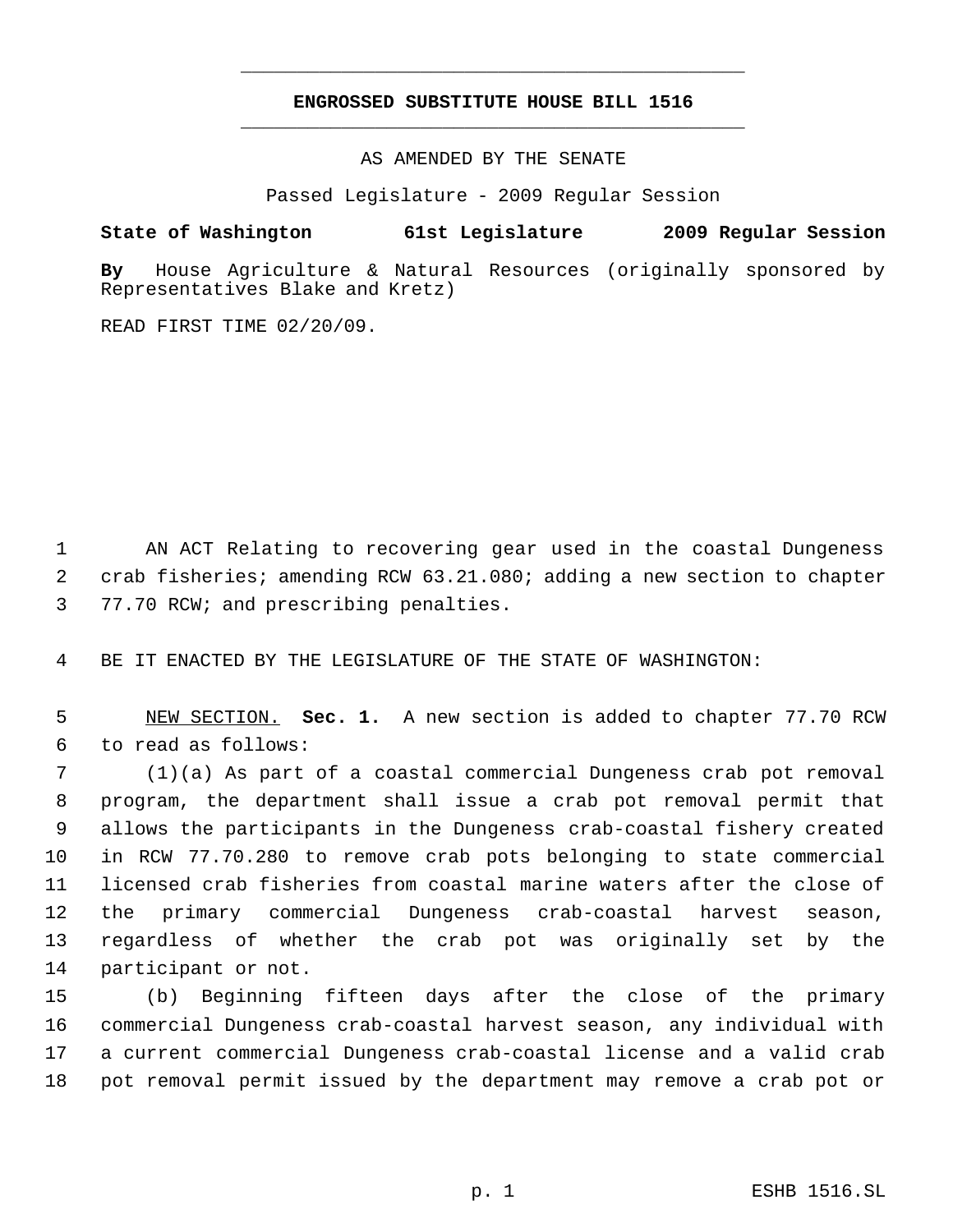# ENGROSSED SUBSTITUTE HOUSE BILL 1516

AS AMENDED BY THE SENATE

Passed Legislature - 2009 Regular Session

**State of Washington 61st Legislature 2009 Regular Session**

**By** House Agriculture & Natural Resources (originally sponsored by Representatives Blake and Kretz)

READ FIRST TIME 02/20/09.

AN ACT Relating to recovering gear used in the coastal Dungeness crab fisheries; amending RCW 63.21.080; adding a new section to chapter 77.70 RCW; and prescribing penalties.

BE IT ENACTED BY THE LEGISLATURE OF THE STATE OF WASHINGTON:

NEW SECTION. **Sec. 1.** A new section is added to chapter 77.70 RCW to read as follows:

(1)(a) As part of a coastal commercial Dungeness crab pot removal program, the department shall issue a crab pot removal permit that allows the participants in the Dungeness crab-coastal fishery created in RCW 77.70.280 to remove crab pots belonging to state commercial licensed crab fisheries from coastal marine waters after the close of the primary commercial Dungeness crab-coastal harvest season, regardless of whether the crab pot was originally set by the participant or not.

(b) Beginning fifteen days after the close of the primary commercial Dungeness crab-coastal harvest season, any individual with a current commercial Dungeness crab-coastal license and a valid crab pot removal permit issued by the department may remove a crab pot or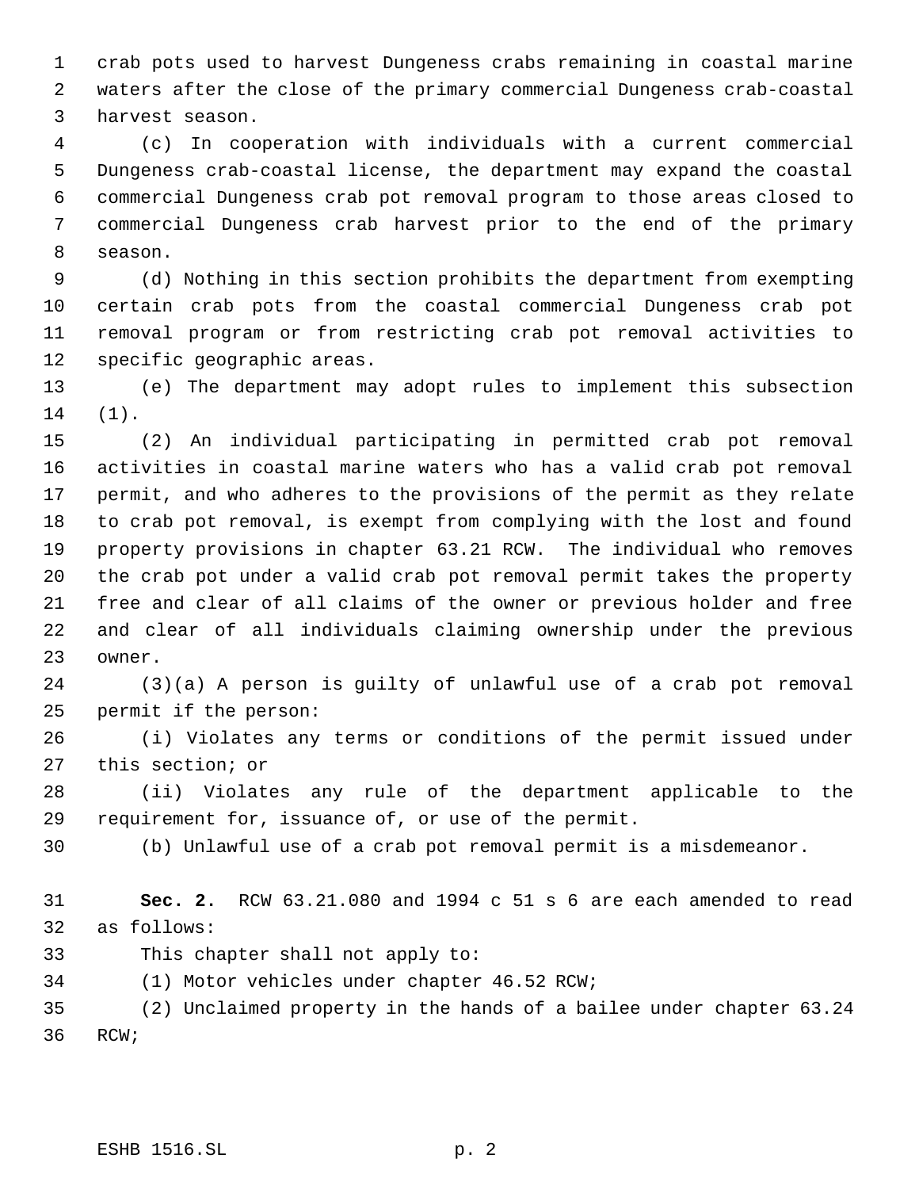crab pots used to harvest Dungeness crabs remaining in coastal marine waters after the close of the primary commercial Dungeness crab-coastal harvest season.

(c) In cooperation with individuals with a current commercial Dungeness crab-coastal license, the department may expand the coastal commercial Dungeness crab pot removal program to those areas closed to commercial Dungeness crab harvest prior to the end of the primary season.

(d) Nothing in this section prohibits the department from exempting certain crab pots from the coastal commercial Dungeness crab pot removal program or from restricting crab pot removal activities to specific geographic areas.

(e) The department may adopt rules to implement this subsection (1).

(2) An individual participating in permitted crab pot removal activities in coastal marine waters who has a valid crab pot removal permit, and who adheres to the provisions of the permit as they relate to crab pot removal, is exempt from complying with the lost and found property provisions in chapter 63.21 RCW. The individual who removes the crab pot under a valid crab pot removal permit takes the property free and clear of all claims of the owner or previous holder and free and clear of all individuals claiming ownership under the previous owner.

(3)(a) A person is guilty of unlawful use of a crab pot removal permit if the person:

(i) Violates any terms or conditions of the permit issued under this section; or

(ii) Violates any rule of the department applicable to the requirement for, issuance of, or use of the permit.

(b) Unlawful use of a crab pot removal permit is a misdemeanor.

**Sec. 2.** RCW 63.21.080 and 1994 c 51 s 6 are each amended to read as follows:

This chapter shall not apply to:

(1) Motor vehicles under chapter 46.52 RCW;

(2) Unclaimed property in the hands of a bailee under chapter 63.24 RCW;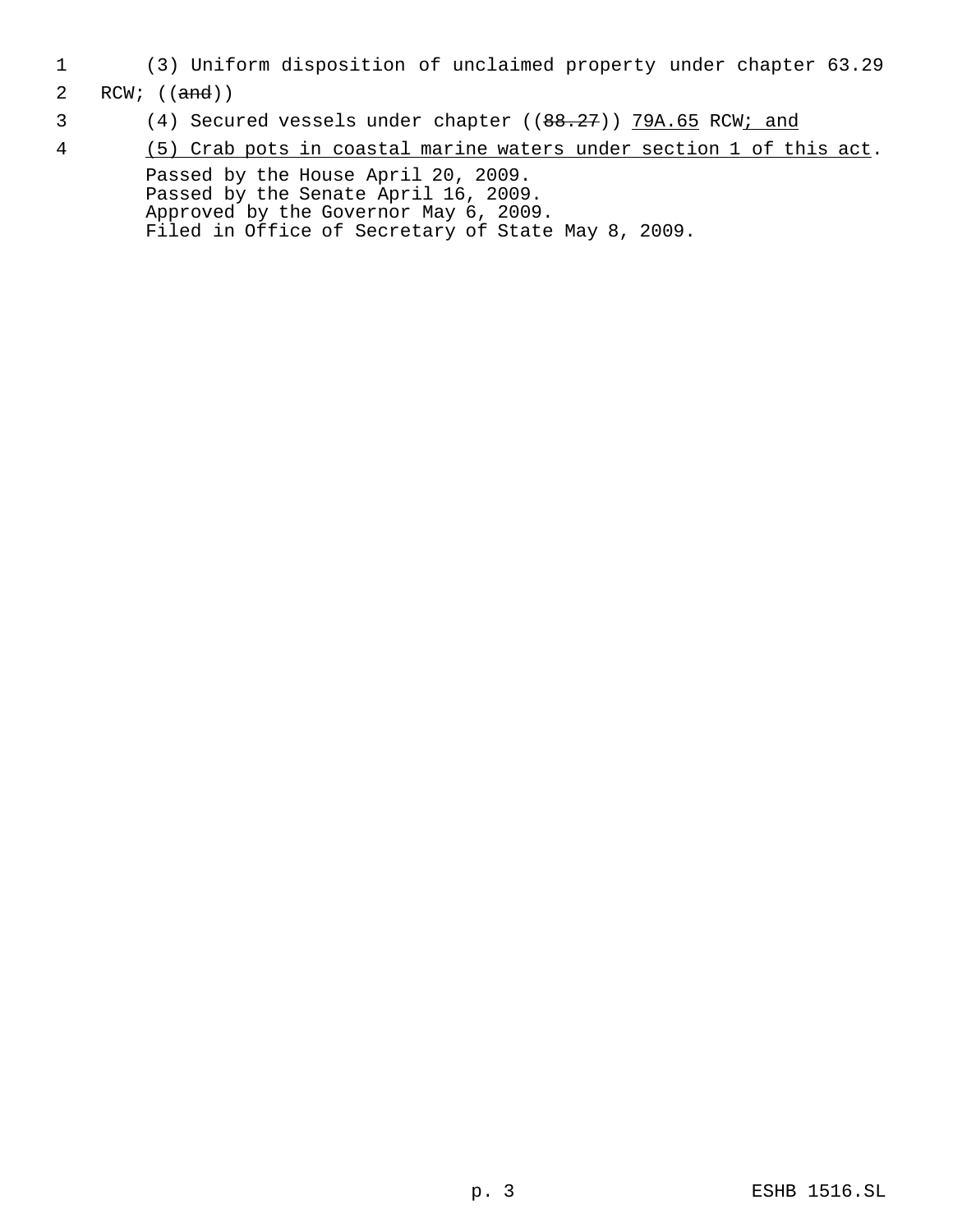(3) Uniform disposition of unclaimed property under chapter 63.29 RCW; ((~~and~~))

(4) Secured vessels under chapter ((~~88.27~~)) <u>79A.65</u> RCW<u>; and</u>

<u>(5) Crab pots in coastal marine waters under section 1 of this act</u>.

Passed by the House April 20, 2009.
Passed by the Senate April 16, 2009.
Approved by the Governor May 6, 2009.
Filed in Office of Secretary of State May 8, 2009.